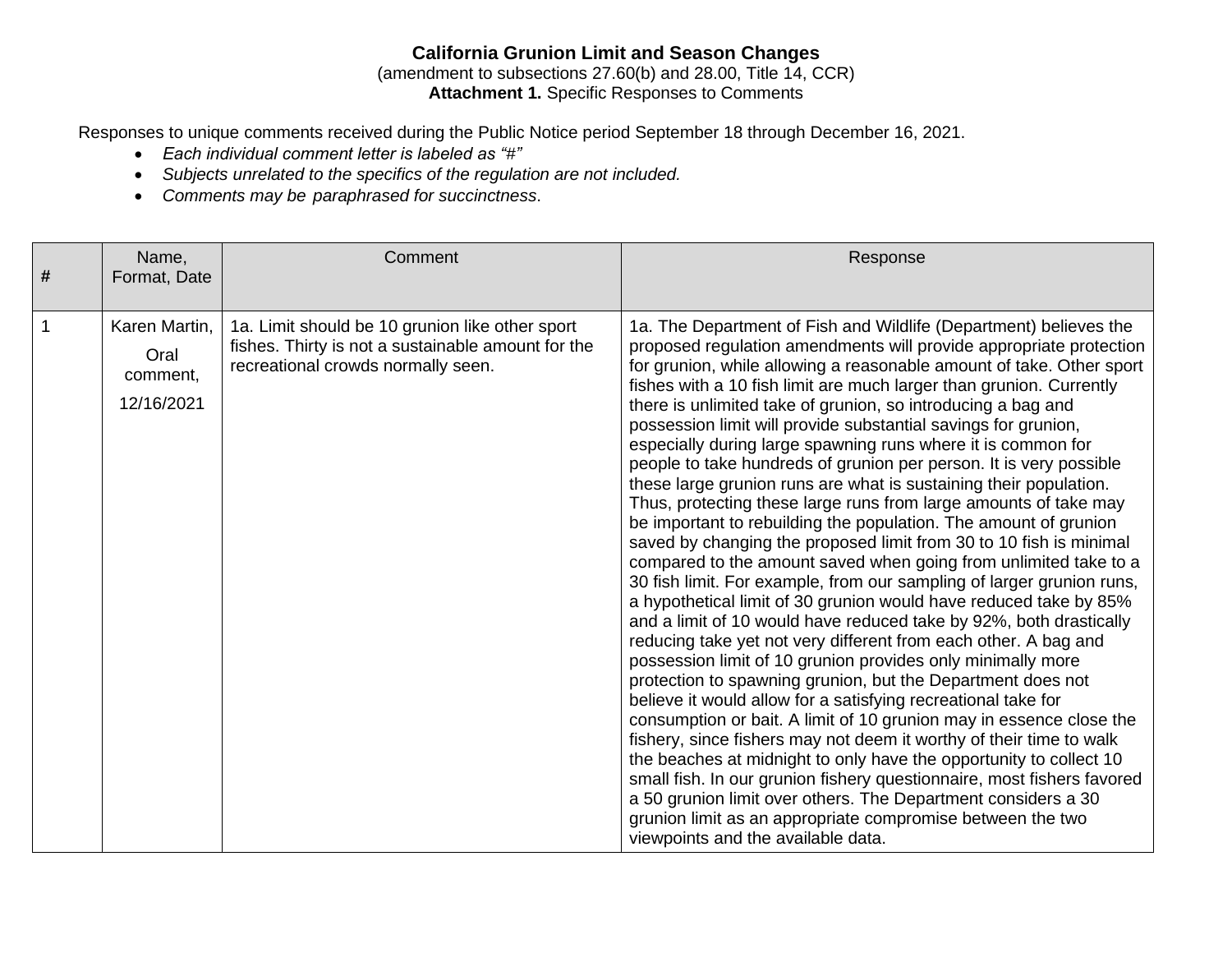**California Grunion Limit and Season Changes**

(amendment to subsections 27.60(b) and 28.00, Title 14, CCR)

**Attachment 1.** Specific Responses to Comments

Responses to unique comments received during the Public Notice period September 18 through December 16, 2021.

- *Each individual comment letter is labeled as "#"*
- *Subjects unrelated to the specifics of the regulation are not included.*
- *Comments may be paraphrased for succinctness*.

| # | Name, Format, Date | Comment | Response |
|---|---|---|---|
| 1 | Karen Martin, Oral comment, 12/16/2021 | 1a. Limit should be 10 grunion like other sport fishes. Thirty is not a sustainable amount for the recreational crowds normally seen. | 1a. The Department of Fish and Wildlife (Department) believes the proposed regulation amendments will provide appropriate protection for grunion, while allowing a reasonable amount of take. Other sport fishes with a 10 fish limit are much larger than grunion. Currently there is unlimited take of grunion, so introducing a bag and possession limit will provide substantial savings for grunion, especially during large spawning runs where it is common for people to take hundreds of grunion per person. It is very possible these large grunion runs are what is sustaining their population. Thus, protecting these large runs from large amounts of take may be important to rebuilding the population. The amount of grunion saved by changing the proposed limit from 30 to 10 fish is minimal compared to the amount saved when going from unlimited take to a 30 fish limit. For example, from our sampling of larger grunion runs, a hypothetical limit of 30 grunion would have reduced take by 85% and a limit of 10 would have reduced take by 92%, both drastically reducing take yet not very different from each other. A bag and possession limit of 10 grunion provides only minimally more protection to spawning grunion, but the Department does not believe it would allow for a satisfying recreational take for consumption or bait. A limit of 10 grunion may in essence close the fishery, since fishers may not deem it worthy of their time to walk the beaches at midnight to only have the opportunity to collect 10 small fish. In our grunion fishery questionnaire, most fishers favored a 50 grunion limit over others. The Department considers a 30 grunion limit as an appropriate compromise between the two viewpoints and the available data. |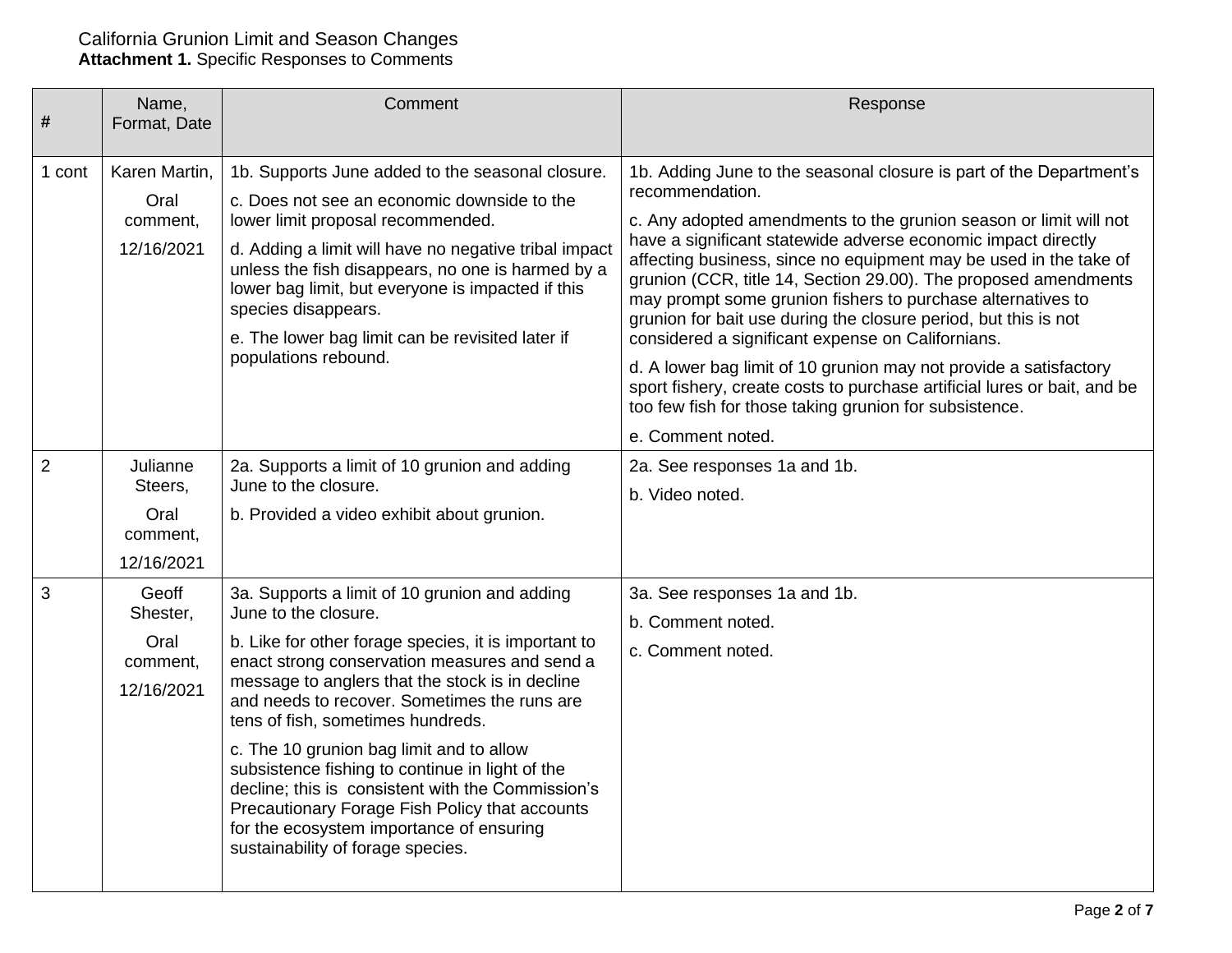California Grunion Limit and Season Changes
**Attachment 1.** Specific Responses to Comments

| # | Name, Format, Date | Comment | Response |
|---|---|---|---|
| 1 cont | Karen Martin, Oral comment, 12/16/2021 | 1b. Supports June added to the seasonal closure.<br>c. Does not see an economic downside to the lower limit proposal recommended.<br>d. Adding a limit will have no negative tribal impact unless the fish disappears, no one is harmed by a lower bag limit, but everyone is impacted if this species disappears.<br>e. The lower bag limit can be revisited later if populations rebound. | 1b. Adding June to the seasonal closure is part of the Department's recommendation.<br>c. Any adopted amendments to the grunion season or limit will not have a significant statewide adverse economic impact directly affecting business, since no equipment may be used in the take of grunion (CCR, title 14, Section 29.00). The proposed amendments may prompt some grunion fishers to purchase alternatives to grunion for bait use during the closure period, but this is not considered a significant expense on Californians.<br>d. A lower bag limit of 10 grunion may not provide a satisfactory sport fishery, create costs to purchase artificial lures or bait, and be too few fish for those taking grunion for subsistence.<br>e. Comment noted. |
| 2 | Julianne Steers, Oral comment, 12/16/2021 | 2a. Supports a limit of 10 grunion and adding June to the closure.<br>b. Provided a video exhibit about grunion. | 2a. See responses 1a and 1b.<br>b. Video noted. |
| 3 | Geoff Shester, Oral comment, 12/16/2021 | 3a. Supports a limit of 10 grunion and adding June to the closure.<br>b. Like for other forage species, it is important to enact strong conservation measures and send a message to anglers that the stock is in decline and needs to recover. Sometimes the runs are tens of fish, sometimes hundreds.<br>c. The 10 grunion bag limit and to allow subsistence fishing to continue in light of the decline; this is consistent with the Commission's Precautionary Forage Fish Policy that accounts for the ecosystem importance of ensuring sustainability of forage species. | 3a. See responses 1a and 1b.<br>b. Comment noted.<br>c. Comment noted. |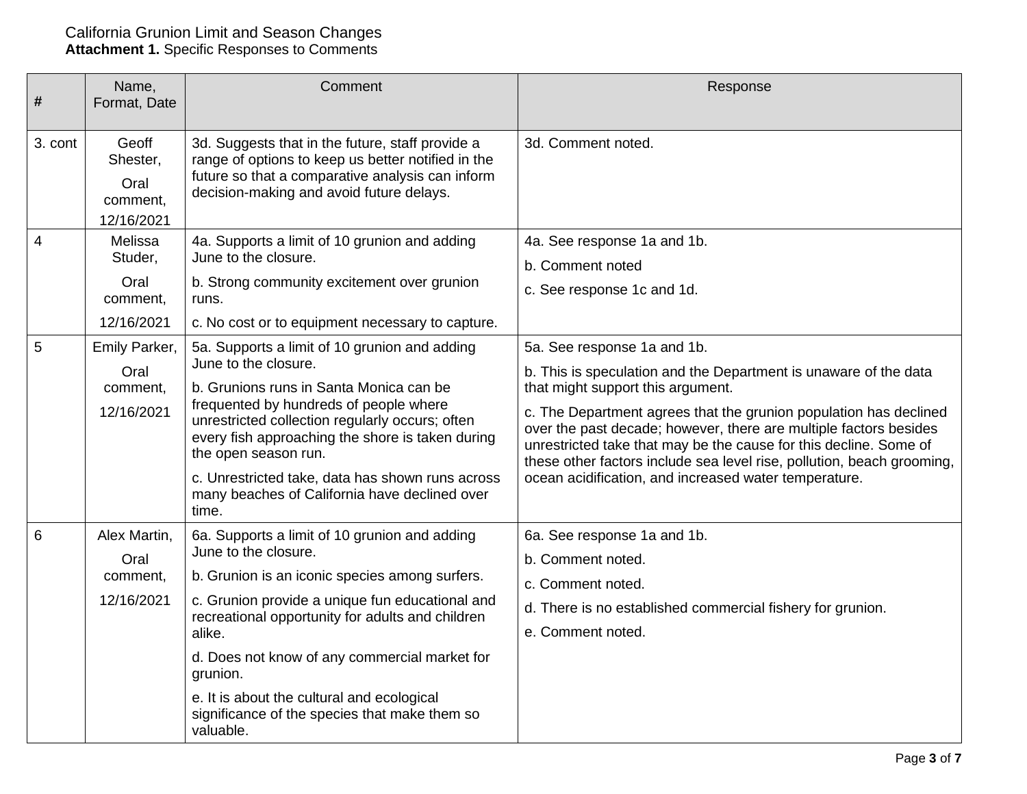California Grunion Limit and Season Changes
**Attachment 1.** Specific Responses to Comments

| # | Name, Format, Date | Comment | Response |
|---|---|---|---|
| 3. cont | Geoff Shester, Oral comment, 12/16/2021 | 3d. Suggests that in the future, staff provide a range of options to keep us better notified in the future so that a comparative analysis can inform decision-making and avoid future delays. | 3d. Comment noted. |
| 4 | Melissa Studer, Oral comment, 12/16/2021 | 4a. Supports a limit of 10 grunion and adding June to the closure.<br>b. Strong community excitement over grunion runs.<br>c. No cost or to equipment necessary to capture. | 4a. See response 1a and 1b.<br>b. Comment noted<br>c. See response 1c and 1d. |
| 5 | Emily Parker, Oral comment, 12/16/2021 | 5a. Supports a limit of 10 grunion and adding June to the closure.<br>b. Grunions runs in Santa Monica can be frequented by hundreds of people where unrestricted collection regularly occurs; often every fish approaching the shore is taken during the open season run.<br>c. Unrestricted take, data has shown runs across many beaches of California have declined over time. | 5a. See response 1a and 1b.<br>b. This is speculation and the Department is unaware of the data that might support this argument.<br>c. The Department agrees that the grunion population has declined over the past decade; however, there are multiple factors besides unrestricted take that may be the cause for this decline. Some of these other factors include sea level rise, pollution, beach grooming, ocean acidification, and increased water temperature. |
| 6 | Alex Martin, Oral comment, 12/16/2021 | 6a. Supports a limit of 10 grunion and adding June to the closure.<br>b. Grunion is an iconic species among surfers.<br>c. Grunion provide a unique fun educational and recreational opportunity for adults and children alike.<br>d. Does not know of any commercial market for grunion.<br>e. It is about the cultural and ecological significance of the species that make them so valuable. | 6a. See response 1a and 1b.<br>b. Comment noted.<br>c. Comment noted.<br>d. There is no established commercial fishery for grunion.<br>e. Comment noted. |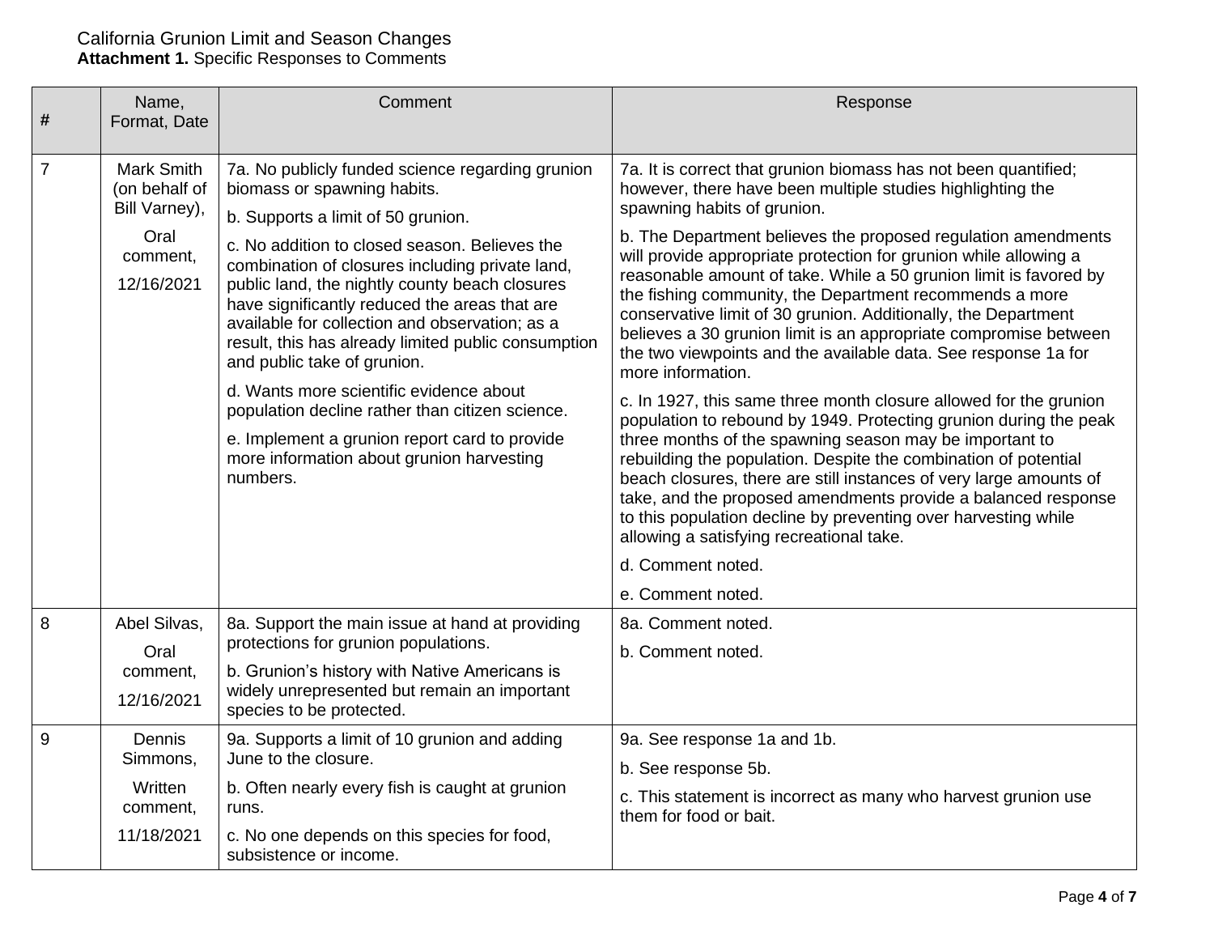California Grunion Limit and Season Changes
**Attachment 1.** Specific Responses to Comments

| # | Name, Format, Date | Comment | Response |
|---|---|---|---|
| 7 | Mark Smith (on behalf of Bill Varney), Oral comment, 12/16/2021 | 7a. No publicly funded science regarding grunion biomass or spawning habits.<br>b. Supports a limit of 50 grunion.<br>c. No addition to closed season. Believes the combination of closures including private land, public land, the nightly county beach closures have significantly reduced the areas that are available for collection and observation; as a result, this has already limited public consumption and public take of grunion.<br>d. Wants more scientific evidence about population decline rather than citizen science.<br>e. Implement a grunion report card to provide more information about grunion harvesting numbers. | 7a. It is correct that grunion biomass has not been quantified; however, there have been multiple studies highlighting the spawning habits of grunion.<br>b. The Department believes the proposed regulation amendments will provide appropriate protection for grunion while allowing a reasonable amount of take. While a 50 grunion limit is favored by the fishing community, the Department recommends a more conservative limit of 30 grunion. Additionally, the Department believes a 30 grunion limit is an appropriate compromise between the two viewpoints and the available data. See response 1a for more information.<br>c. In 1927, this same three month closure allowed for the grunion population to rebound by 1949. Protecting grunion during the peak three months of the spawning season may be important to rebuilding the population. Despite the combination of potential beach closures, there are still instances of very large amounts of take, and the proposed amendments provide a balanced response to this population decline by preventing over harvesting while allowing a satisfying recreational take.<br>d. Comment noted.<br>e. Comment noted. |
| 8 | Abel Silvas, Oral comment, 12/16/2021 | 8a. Support the main issue at hand at providing protections for grunion populations.<br>b. Grunion's history with Native Americans is widely unrepresented but remain an important species to be protected. | 8a. Comment noted.<br>b. Comment noted. |
| 9 | Dennis Simmons, Written comment, 11/18/2021 | 9a. Supports a limit of 10 grunion and adding June to the closure.<br>b. Often nearly every fish is caught at grunion runs.<br>c. No one depends on this species for food, subsistence or income. | 9a. See response 1a and 1b.<br>b. See response 5b.<br>c. This statement is incorrect as many who harvest grunion use them for food or bait. |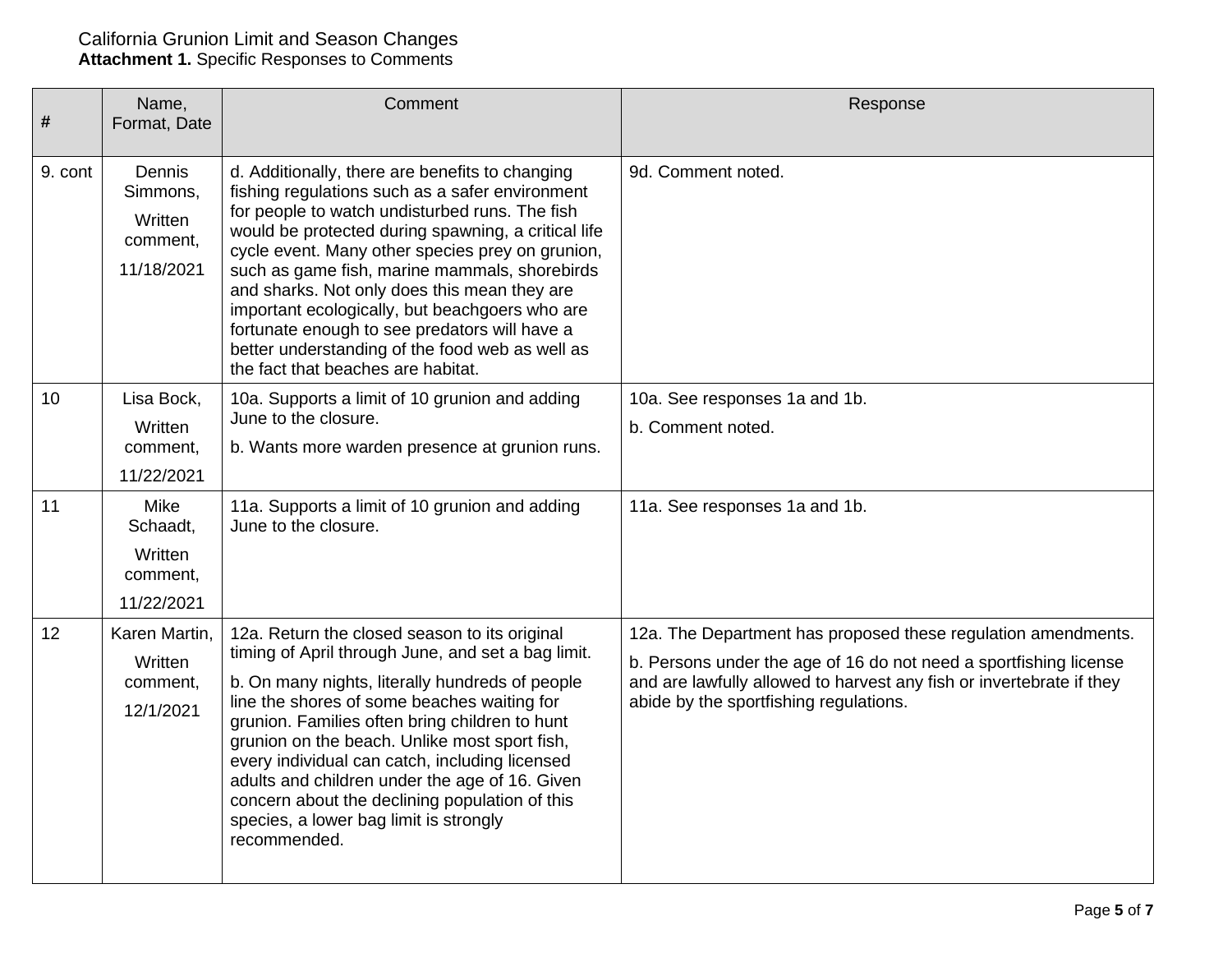California Grunion Limit and Season Changes
**Attachment 1.** Specific Responses to Comments

| # | Name, Format, Date | Comment | Response |
|---|---|---|---|
| 9. cont | Dennis Simmons, Written comment, 11/18/2021 | d. Additionally, there are benefits to changing fishing regulations such as a safer environment for people to watch undisturbed runs. The fish would be protected during spawning, a critical life cycle event. Many other species prey on grunion, such as game fish, marine mammals, shorebirds and sharks. Not only does this mean they are important ecologically, but beachgoers who are fortunate enough to see predators will have a better understanding of the food web as well as the fact that beaches are habitat. | 9d. Comment noted. |
| 10 | Lisa Bock, Written comment, 11/22/2021 | 10a. Supports a limit of 10 grunion and adding June to the closure. <br> b. Wants more warden presence at grunion runs. | 10a. See responses 1a and 1b. <br> b. Comment noted. |
| 11 | Mike Schaadt, Written comment, 11/22/2021 | 11a. Supports a limit of 10 grunion and adding June to the closure. | 11a. See responses 1a and 1b. |
| 12 | Karen Martin, Written comment, 12/1/2021 | 12a. Return the closed season to its original timing of April through June, and set a bag limit. <br> b. On many nights, literally hundreds of people line the shores of some beaches waiting for grunion. Families often bring children to hunt grunion on the beach. Unlike most sport fish, every individual can catch, including licensed adults and children under the age of 16. Given concern about the declining population of this species, a lower bag limit is strongly recommended. | 12a. The Department has proposed these regulation amendments. <br> b. Persons under the age of 16 do not need a sportfishing license and are lawfully allowed to harvest any fish or invertebrate if they abide by the sportfishing regulations. |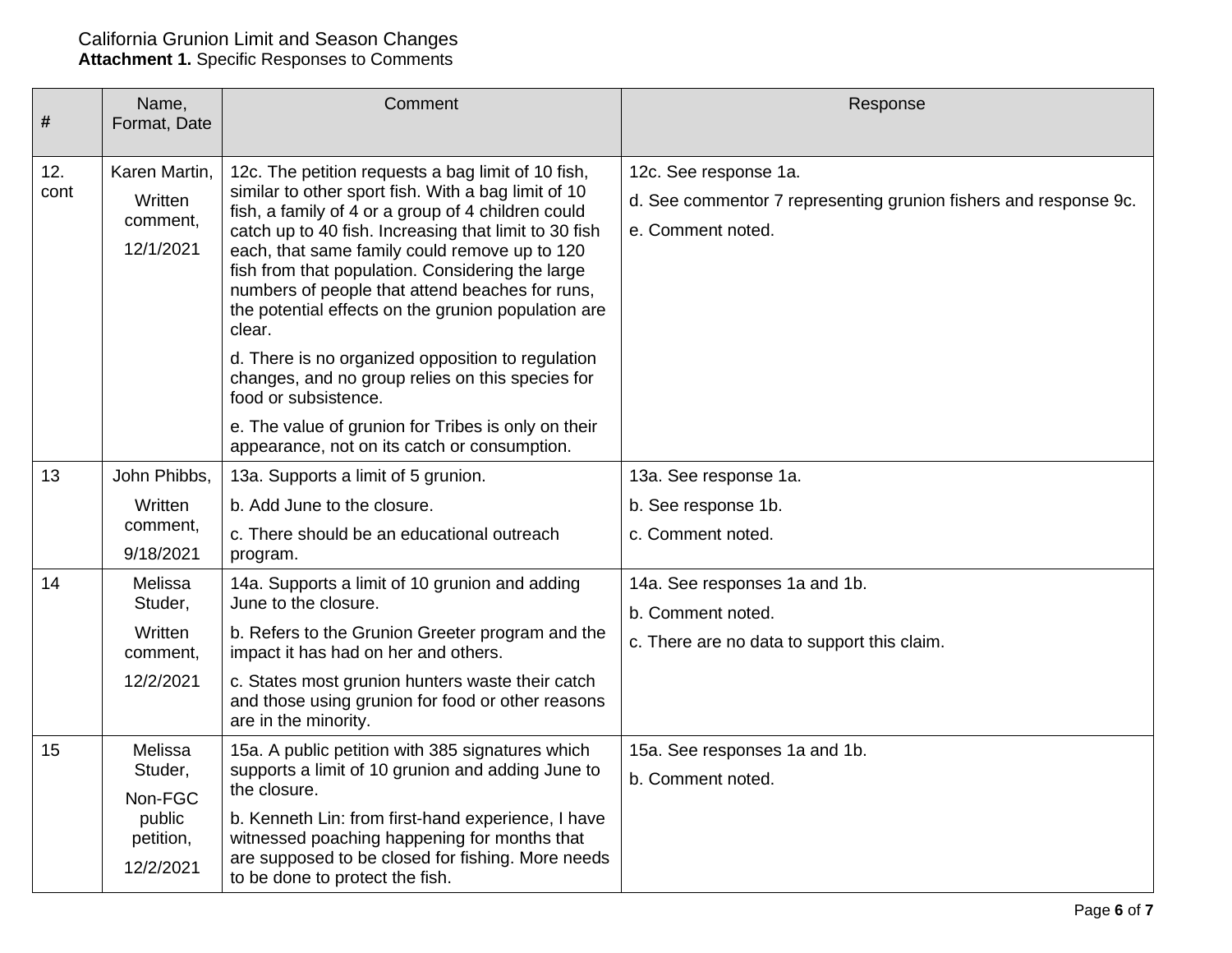California Grunion Limit and Season Changes
**Attachment 1.** Specific Responses to Comments

| # | Name, Format, Date | Comment | Response |
|---|---|---|---|
| 12. cont | Karen Martin, Written comment, 12/1/2021 | 12c. The petition requests a bag limit of 10 fish, similar to other sport fish. With a bag limit of 10 fish, a family of 4 or a group of 4 children could catch up to 40 fish. Increasing that limit to 30 fish each, that same family could remove up to 120 fish from that population. Considering the large numbers of people that attend beaches for runs, the potential effects on the grunion population are clear.<br><br>d. There is no organized opposition to regulation changes, and no group relies on this species for food or subsistence.<br><br>e. The value of grunion for Tribes is only on their appearance, not on its catch or consumption. | 12c. See response 1a.<br><br>d. See commentor 7 representing grunion fishers and response 9c.<br><br>e. Comment noted. |
| 13 | John Phibbs, Written comment, 9/18/2021 | 13a. Supports a limit of 5 grunion.<br><br>b. Add June to the closure.<br><br>c. There should be an educational outreach program. | 13a. See response 1a.<br><br>b. See response 1b.<br><br>c. Comment noted. |
| 14 | Melissa Studer, Written comment, 12/2/2021 | 14a. Supports a limit of 10 grunion and adding June to the closure.<br><br>b. Refers to the Grunion Greeter program and the impact it has had on her and others.<br><br>c. States most grunion hunters waste their catch and those using grunion for food or other reasons are in the minority. | 14a. See responses 1a and 1b.<br><br>b. Comment noted.<br><br>c. There are no data to support this claim. |
| 15 | Melissa Studer, Non-FGC public petition, 12/2/2021 | 15a. A public petition with 385 signatures which supports a limit of 10 grunion and adding June to the closure.<br><br>b. Kenneth Lin: from first-hand experience, I have witnessed poaching happening for months that are supposed to be closed for fishing. More needs to be done to protect the fish. | 15a. See responses 1a and 1b.<br><br>b. Comment noted. |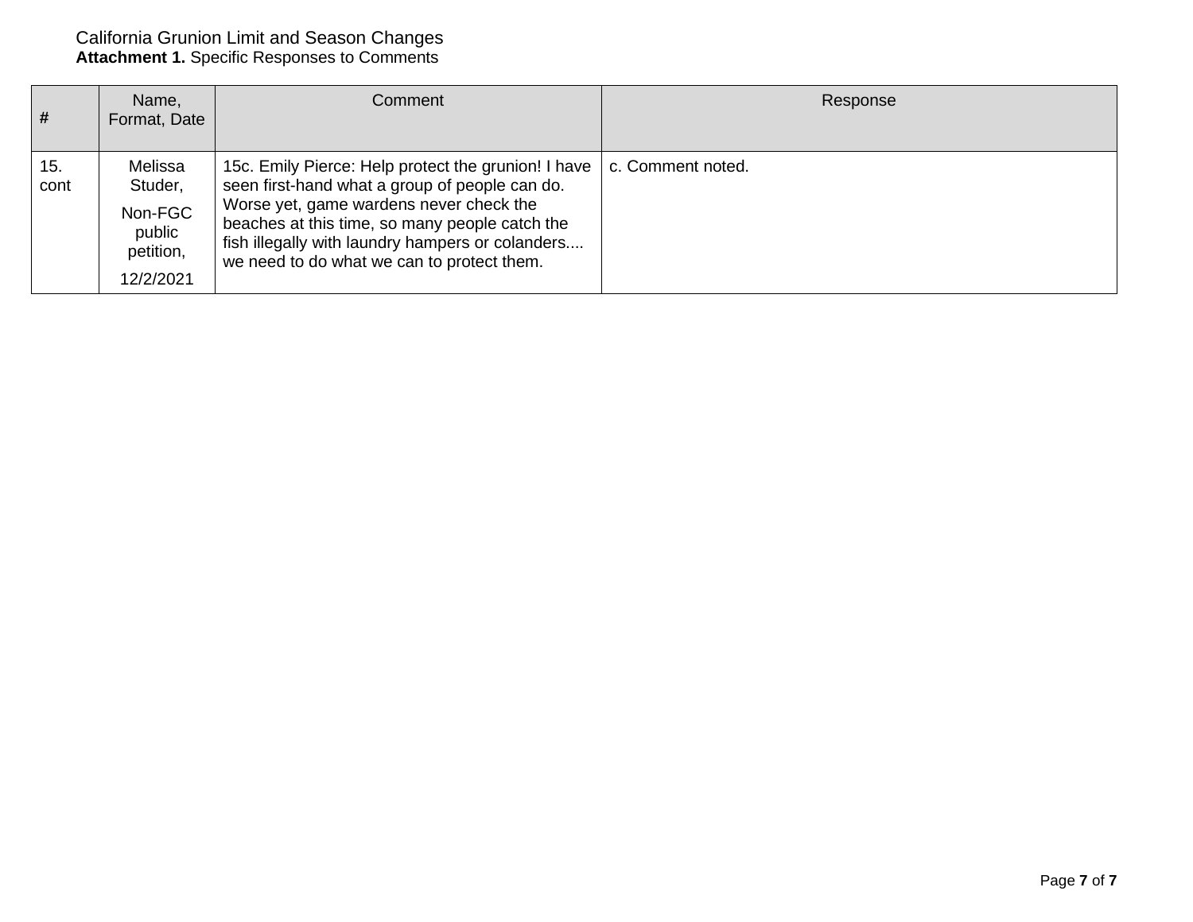| # | Name, Format, Date | Comment | Response |
|---|---|---|---|
| 15. cont | Melissa Studer, Non-FGC public petition, 12/2/2021 | 15c. Emily Pierce: Help protect the grunion! I have seen first-hand what a group of people can do. Worse yet, game wardens never check the beaches at this time, so many people catch the fish illegally with laundry hampers or colanders.... we need to do what we can to protect them. | c. Comment noted. |